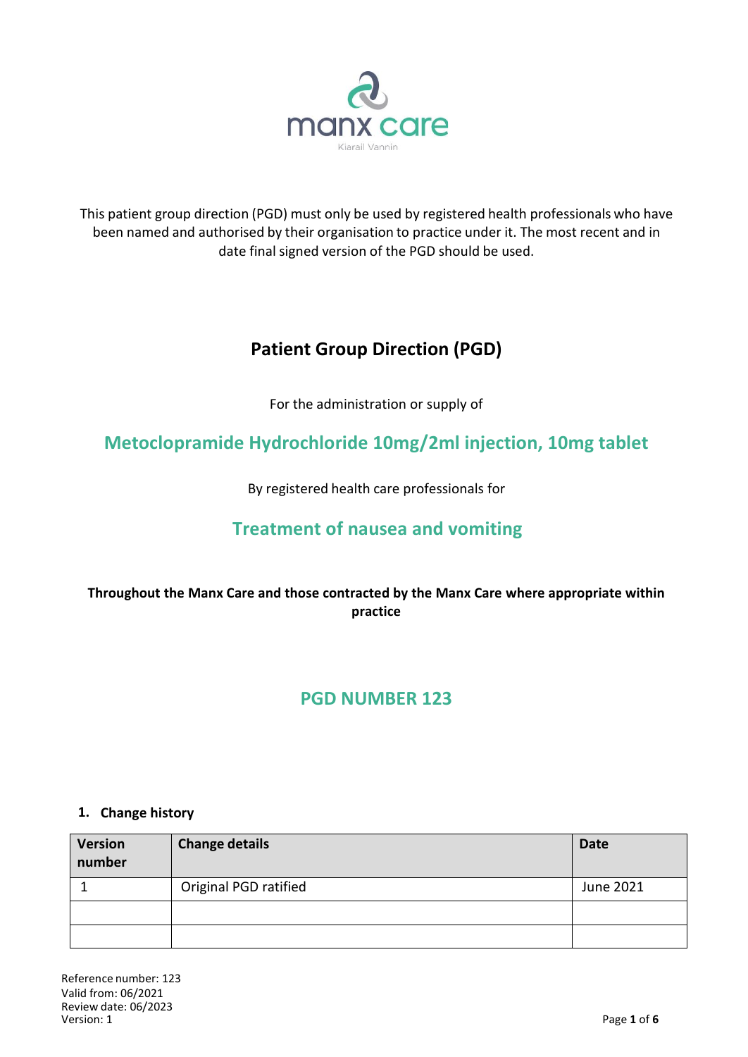manx care

Kiarail Vannin

This patient group direction (PGD) must only be used by registered health professionals who have been named and authorised by their organisation to practice under it. The most recent and in date final signed version of the PGD should be used.

# Patient Group Direction (PGD)

For the administration or supply of

## Metoclopramide Hydrochloride 10mg/2ml injection, 10mg tablet

By registered health care professionals for

## Treatment of nausea and vomiting

**Throughout the Manx Care and those contracted by the Manx Care where appropriate within practice**

## PGD NUMBER 123

### 1. Change history

| Version number | Change details | Date |
|---|---|---|
| 1 | Original PGD ratified | June 2021 |
| | | |
| | | |

Reference number: 123
Valid from: 06/2021
Review date: 06/2023
Version: 1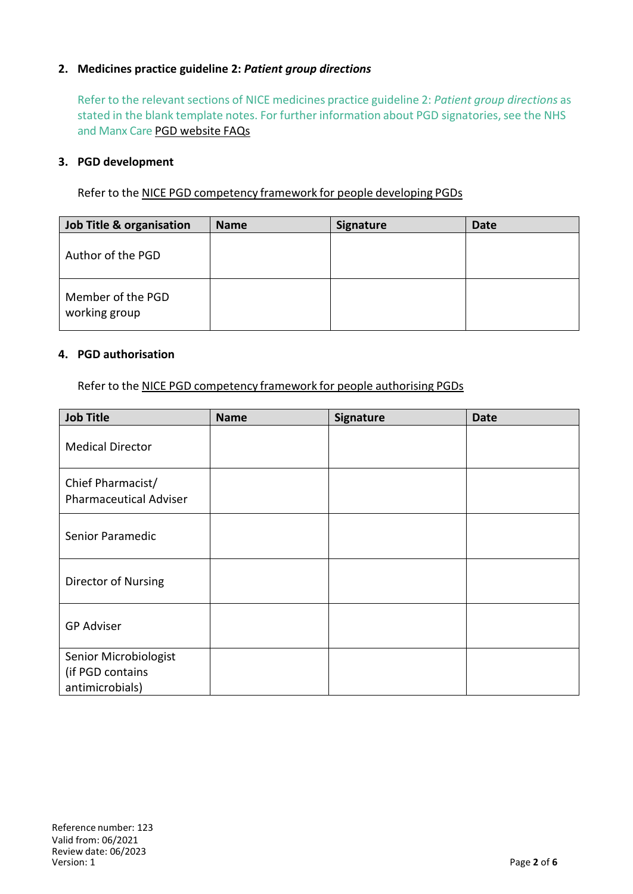## 2. Medicines practice guideline 2: *Patient group directions*

Refer to the relevant sections of NICE medicines practice guideline 2: *Patient group directions* as stated in the blank template notes. For further information about PGD signatories, see the NHS and Manx Care PGD website FAQs

## 3. PGD development

Refer to the NICE PGD competency framework for people developing PGDs

| Job Title & organisation | Name | Signature | Date |
|---|---|---|---|
| Author of the PGD | | | |
| Member of the PGD working group | | | |

## 4. PGD authorisation

Refer to the NICE PGD competency framework for people authorising PGDs

| Job Title | Name | Signature | Date |
|---|---|---|---|
| Medical Director | | | |
| Chief Pharmacist/ Pharmaceutical Adviser | | | |
| Senior Paramedic | | | |
| Director of Nursing | | | |
| GP Adviser | | | |
| Senior Microbiologist (if PGD contains antimicrobials) | | | |

Reference number: 123
Valid from: 06/2021
Review date: 06/2023
Version: 1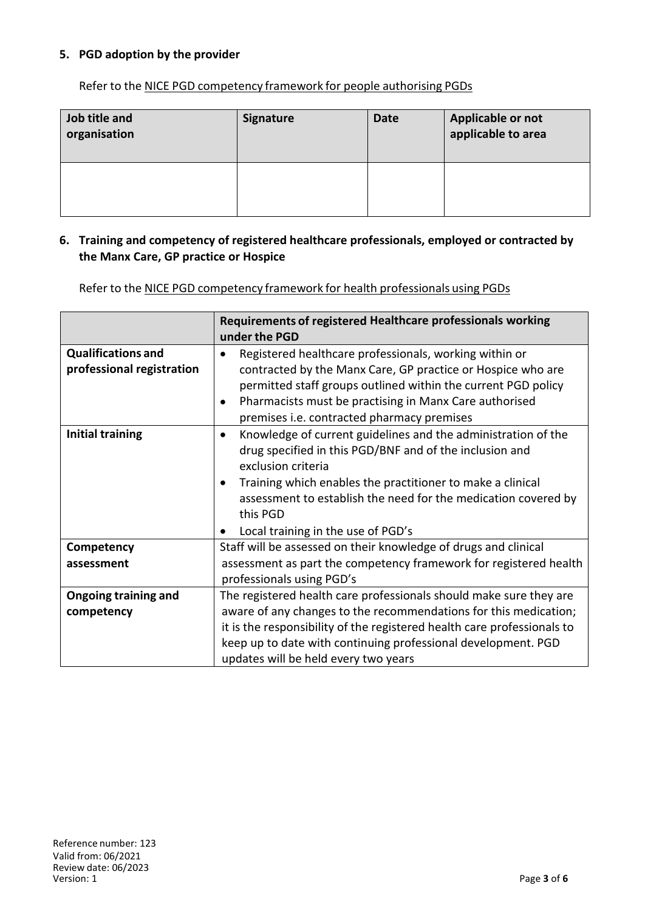## 5. PGD adoption by the provider

Refer to the NICE PGD competency framework for people authorising PGDs

| Job title and organisation | Signature | Date | Applicable or not applicable to area |
|---|---|---|---|
| | | | |

## 6. Training and competency of registered healthcare professionals, employed or contracted by the Manx Care, GP practice or Hospice

Refer to the NICE PGD competency framework for health professionals using PGDs

| | Requirements of registered Healthcare professionals working under the PGD |
|---|---|
| **Qualifications and professional registration** | • Registered healthcare professionals, working within or contracted by the Manx Care, GP practice or Hospice who are permitted staff groups outlined within the current PGD policy<br>• Pharmacists must be practising in Manx Care authorised premises i.e. contracted pharmacy premises |
| **Initial training** | • Knowledge of current guidelines and the administration of the drug specified in this PGD/BNF and of the inclusion and exclusion criteria<br>• Training which enables the practitioner to make a clinical assessment to establish the need for the medication covered by this PGD<br>• Local training in the use of PGD's |
| **Competency assessment** | Staff will be assessed on their knowledge of drugs and clinical assessment as part the competency framework for registered health professionals using PGD's |
| **Ongoing training and competency** | The registered health care professionals should make sure they are aware of any changes to the recommendations for this medication; it is the responsibility of the registered health care professionals to keep up to date with continuing professional development. PGD updates will be held every two years |

Reference number: 123
Valid from: 06/2021
Review date: 06/2023
Version: 1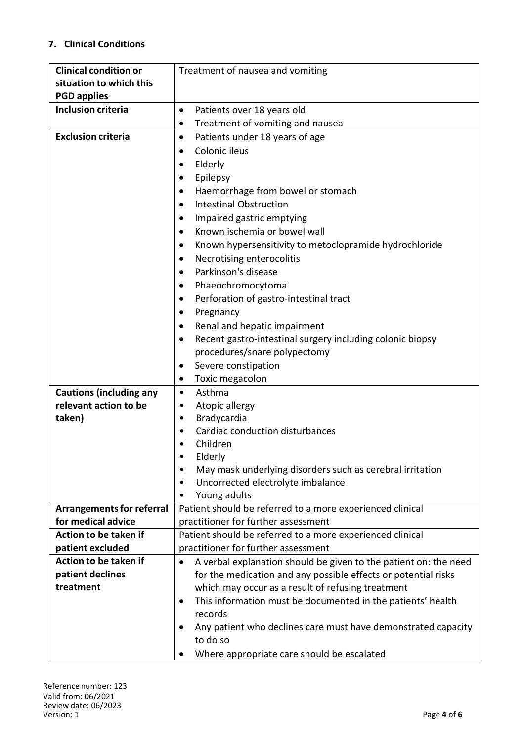## 7. Clinical Conditions

| | |
|---|---|
| **Clinical condition or situation to which this PGD applies** | Treatment of nausea and vomiting |
| **Inclusion criteria** | • Patients over 18 years old<br>• Treatment of vomiting and nausea |
| **Exclusion criteria** | • Patients under 18 years of age<br>• Colonic ileus<br>• Elderly<br>• Epilepsy<br>• Haemorrhage from bowel or stomach<br>• Intestinal Obstruction<br>• Impaired gastric emptying<br>• Known ischemia or bowel wall<br>• Known hypersensitivity to metoclopramide hydrochloride<br>• Necrotising enterocolitis<br>• Parkinson's disease<br>• Phaeochromocytoma<br>• Perforation of gastro-intestinal tract<br>• Pregnancy<br>• Renal and hepatic impairment<br>• Recent gastro-intestinal surgery including colonic biopsy procedures/snare polypectomy<br>• Severe constipation<br>• Toxic megacolon |
| **Cautions (including any relevant action to be taken)** | • Asthma<br>• Atopic allergy<br>• Bradycardia<br>• Cardiac conduction disturbances<br>• Children<br>• Elderly<br>• May mask underlying disorders such as cerebral irritation<br>• Uncorrected electrolyte imbalance<br>• Young adults |
| **Arrangements for referral for medical advice** | Patient should be referred to a more experienced clinical practitioner for further assessment |
| **Action to be taken if patient excluded** | Patient should be referred to a more experienced clinical practitioner for further assessment |
| **Action to be taken if patient declines treatment** | • A verbal explanation should be given to the patient on: the need for the medication and any possible effects or potential risks which may occur as a result of refusing treatment<br>• This information must be documented in the patients' health records<br>• Any patient who declines care must have demonstrated capacity to do so<br>• Where appropriate care should be escalated |

Reference number: 123
Valid from: 06/2021
Review date: 06/2023
Version: 1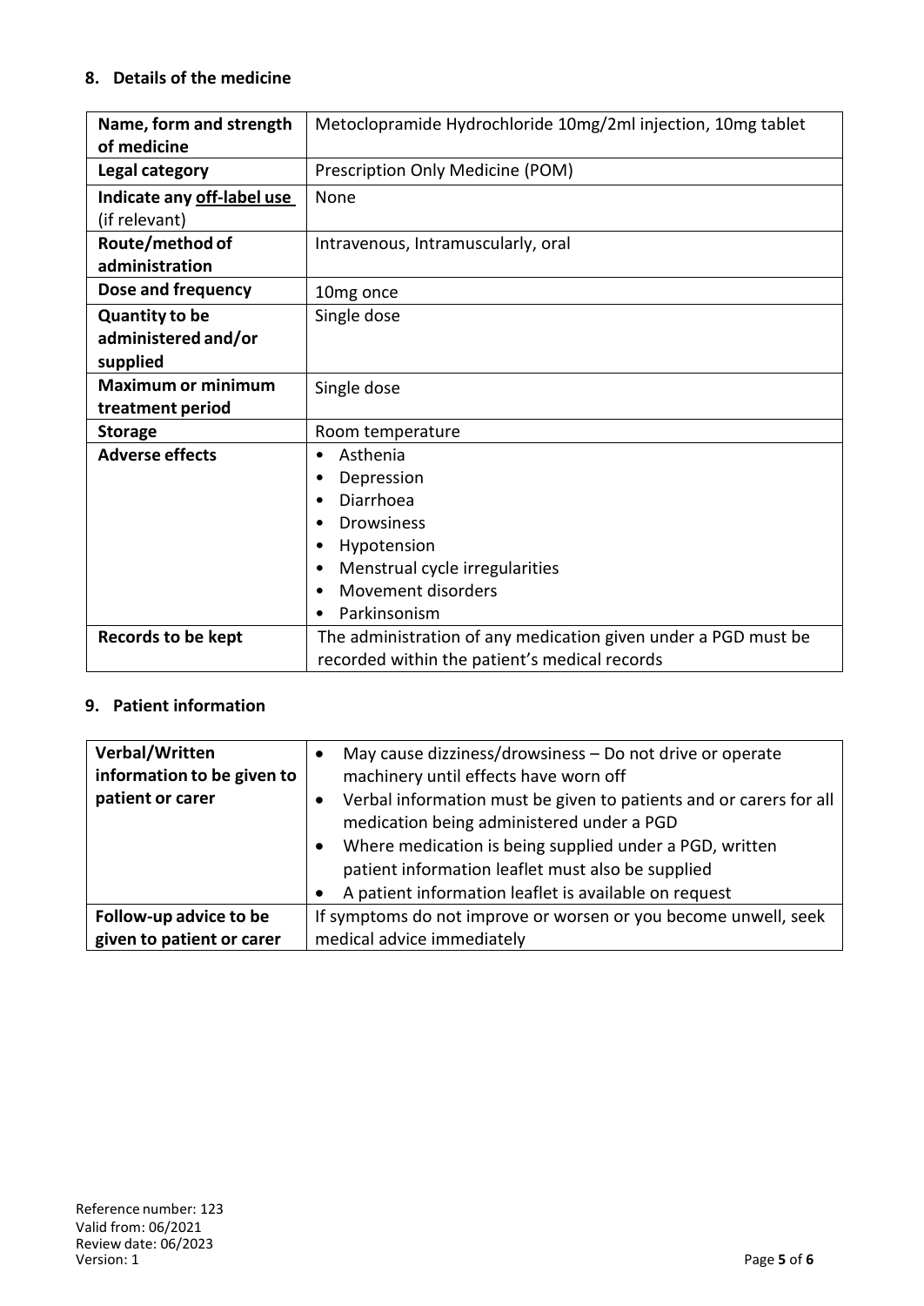## 8. Details of the medicine

| | |
|---|---|
| **Name, form and strength of medicine** | Metoclopramide Hydrochloride 10mg/2ml injection, 10mg tablet |
| **Legal category** | Prescription Only Medicine (POM) |
| **Indicate any off-label use** (if relevant) | None |
| **Route/method of administration** | Intravenous, Intramuscularly, oral |
| **Dose and frequency** | 10mg once |
| **Quantity to be administered and/or supplied** | Single dose |
| **Maximum or minimum treatment period** | Single dose |
| **Storage** | Room temperature |
| **Adverse effects** | • Asthenia<br>• Depression<br>• Diarrhoea<br>• Drowsiness<br>• Hypotension<br>• Menstrual cycle irregularities<br>• Movement disorders<br>• Parkinsonism |
| **Records to be kept** | The administration of any medication given under a PGD must be recorded within the patient's medical records |

## 9. Patient information

| | |
|---|---|
| **Verbal/Written information to be given to patient or carer** | • May cause dizziness/drowsiness – Do not drive or operate machinery until effects have worn off<br>• Verbal information must be given to patients and or carers for all medication being administered under a PGD<br>• Where medication is being supplied under a PGD, written patient information leaflet must also be supplied<br>• A patient information leaflet is available on request |
| **Follow-up advice to be given to patient or carer** | If symptoms do not improve or worsen or you become unwell, seek medical advice immediately |

Reference number: 123
Valid from: 06/2021
Review date: 06/2023
Version: 1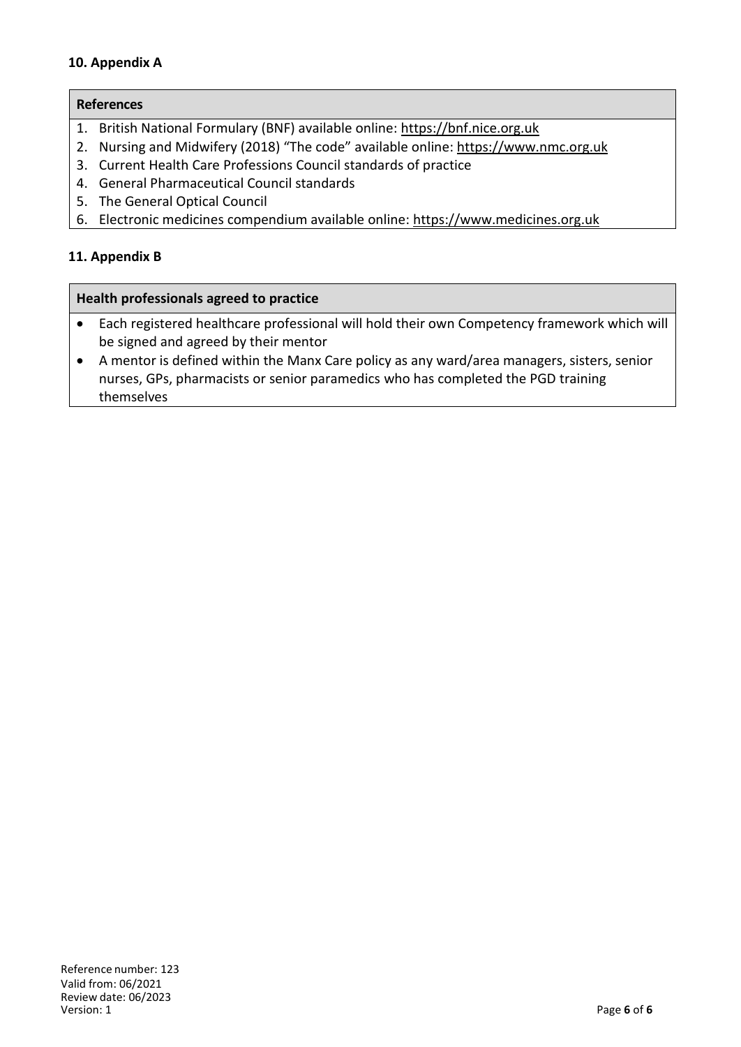## 10. Appendix A

| References |
|---|
| 1. British National Formulary (BNF) available online: https://bnf.nice.org.uk<br>2. Nursing and Midwifery (2018) "The code" available online: https://www.nmc.org.uk<br>3. Current Health Care Professions Council standards of practice<br>4. General Pharmaceutical Council standards<br>5. The General Optical Council<br>6. Electronic medicines compendium available online: https://www.medicines.org.uk |

## 11. Appendix B

| Health professionals agreed to practice |
|---|
| • Each registered healthcare professional will hold their own Competency framework which will be signed and agreed by their mentor<br>• A mentor is defined within the Manx Care policy as any ward/area managers, sisters, senior nurses, GPs, pharmacists or senior paramedics who has completed the PGD training themselves |

Reference number: 123
Valid from: 06/2021
Review date: 06/2023
Version: 1